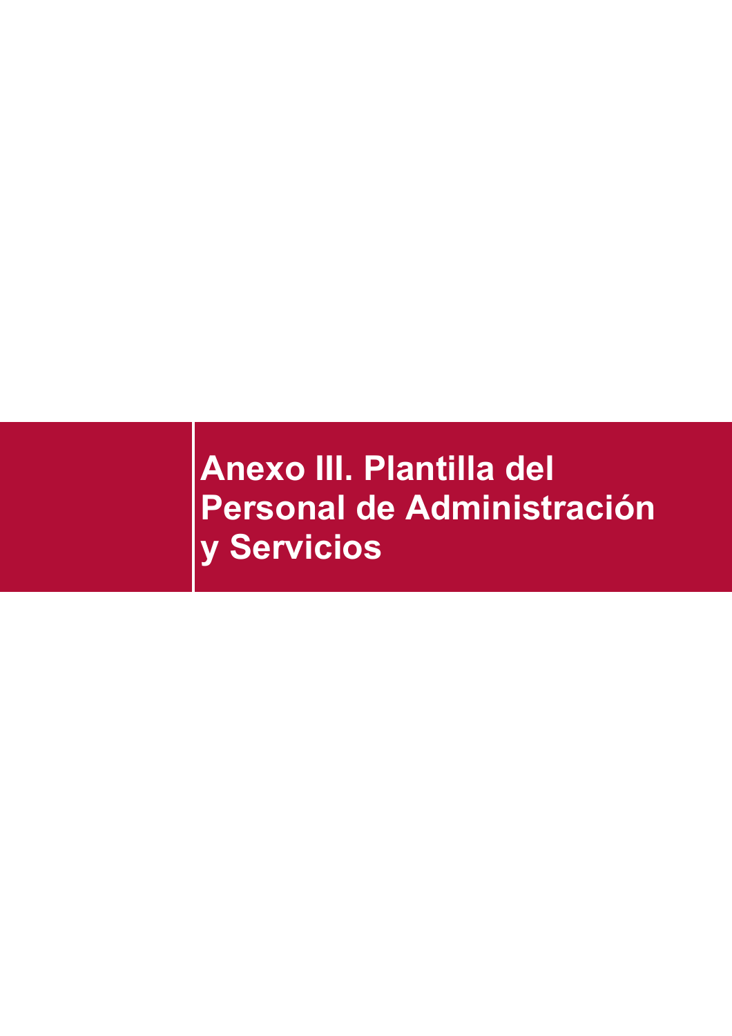# Anexo III. Plantilla del Personal de Administración y Servicios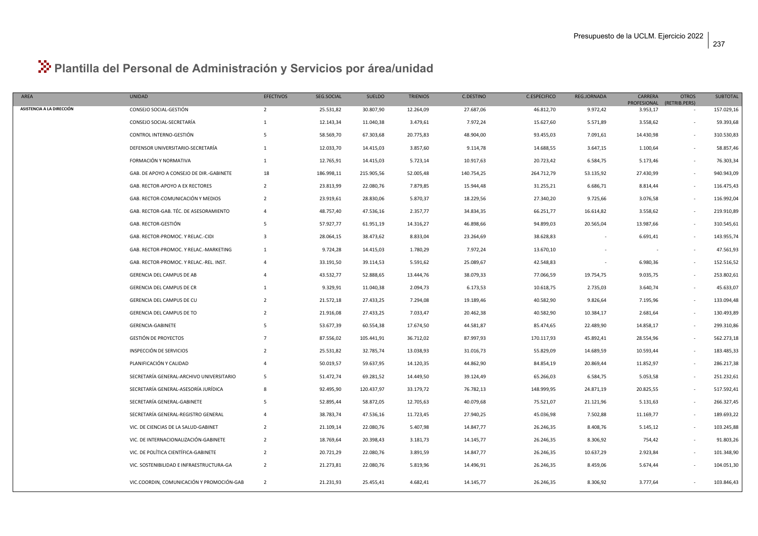# Plantilla del Personal de Administración y Servicios por área/unidad

| AREA | UNIDAD | EFECTIVOS | SEG.SOCIAL | SUELDO | TRIENIOS | C.DESTINO | C.ESPECIFICO | REG.JORNADA | CARRERA PROFESIONAL | OTROS (RETRIB.PERS) | SUBTOTAL |
|---|---|---|---|---|---|---|---|---|---|---|---|
| ASISTENCIA A LA DIRECCIÓN | CONSEJO SOCIAL-GESTIÓN | 2 | 25.531,82 | 30.807,90 | 12.264,09 | 27.687,06 | 46.812,70 | 9.972,42 | 3.953,17 | - | 157.029,16 |
| | CONSEJO SOCIAL-SECRETARÍA | 1 | 12.143,34 | 11.040,38 | 3.479,61 | 7.972,24 | 15.627,60 | 5.571,89 | 3.558,62 | - | 59.393,68 |
| | CONTROL INTERNO-GESTIÓN | 5 | 58.569,70 | 67.303,68 | 20.775,83 | 48.904,00 | 93.455,03 | 7.091,61 | 14.430,98 | - | 310.530,83 |
| | DEFENSOR UNIVERSITARIO-SECRETARÍA | 1 | 12.033,70 | 14.415,03 | 3.857,60 | 9.114,78 | 14.688,55 | 3.647,15 | 1.100,64 | - | 58.857,46 |
| | FORMACIÓN Y NORMATIVA | 1 | 12.765,91 | 14.415,03 | 5.723,14 | 10.917,63 | 20.723,42 | 6.584,75 | 5.173,46 | - | 76.303,34 |
| | GAB. DE APOYO A CONSEJO DE DIR.-GABINETE | 18 | 186.998,11 | 215.905,56 | 52.005,48 | 140.754,25 | 264.712,79 | 53.135,92 | 27.430,99 | - | 940.943,09 |
| | GAB. RECTOR-APOYO A EX RECTORES | 2 | 23.813,99 | 22.080,76 | 7.879,85 | 15.944,48 | 31.255,21 | 6.686,71 | 8.814,44 | - | 116.475,43 |
| | GAB. RECTOR-COMUNICACIÓN Y MEDIOS | 2 | 23.919,61 | 28.830,06 | 5.870,37 | 18.229,56 | 27.340,20 | 9.725,66 | 3.076,58 | - | 116.992,04 |
| | GAB. RECTOR-GAB. TÉC. DE ASESORAMIENTO | 4 | 48.757,40 | 47.536,16 | 2.357,77 | 34.834,35 | 66.251,77 | 16.614,82 | 3.558,62 | - | 219.910,89 |
| | GAB. RECTOR-GESTIÓN | 5 | 57.927,77 | 61.951,19 | 14.316,27 | 46.898,66 | 94.899,03 | 20.565,04 | 13.987,66 | - | 310.545,61 |
| | GAB. RECTOR-PROMOC. Y RELAC.-CIDI | 3 | 28.064,15 | 38.473,62 | 8.833,04 | 23.264,69 | 38.628,83 | - | 6.691,41 | - | 143.955,74 |
| | GAB. RECTOR-PROMOC. Y RELAC.-MARKETING | 1 | 9.724,28 | 14.415,03 | 1.780,29 | 7.972,24 | 13.670,10 | - | - | - | 47.561,93 |
| | GAB. RECTOR-PROMOC. Y RELAC.-REL. INST. | 4 | 33.191,50 | 39.114,53 | 5.591,62 | 25.089,67 | 42.548,83 | - | 6.980,36 | - | 152.516,52 |
| | GERENCIA DEL CAMPUS DE AB | 4 | 43.532,77 | 52.888,65 | 13.444,76 | 38.079,33 | 77.066,59 | 19.754,75 | 9.035,75 | - | 253.802,61 |
| | GERENCIA DEL CAMPUS DE CR | 1 | 9.329,91 | 11.040,38 | 2.094,73 | 6.173,53 | 10.618,75 | 2.735,03 | 3.640,74 | - | 45.633,07 |
| | GERENCIA DEL CAMPUS DE CU | 2 | 21.572,18 | 27.433,25 | 7.294,08 | 19.189,46 | 40.582,90 | 9.826,64 | 7.195,96 | - | 133.094,48 |
| | GERENCIA DEL CAMPUS DE TO | 2 | 21.916,08 | 27.433,25 | 7.033,47 | 20.462,38 | 40.582,90 | 10.384,17 | 2.681,64 | - | 130.493,89 |
| | GERENCIA-GABINETE | 5 | 53.677,39 | 60.554,38 | 17.674,50 | 44.581,87 | 85.474,65 | 22.489,90 | 14.858,17 | - | 299.310,86 |
| | GESTIÓN DE PROYECTOS | 7 | 87.556,02 | 105.441,91 | 36.712,02 | 87.997,93 | 170.117,93 | 45.892,41 | 28.554,96 | - | 562.273,18 |
| | INSPECCIÓN DE SERVICIOS | 2 | 25.531,82 | 32.785,74 | 13.038,93 | 31.016,73 | 55.829,09 | 14.689,59 | 10.593,44 | - | 183.485,33 |
| | PLANIFICACIÓN Y CALIDAD | 4 | 50.019,57 | 59.637,95 | 14.120,35 | 44.862,90 | 84.854,19 | 20.869,44 | 11.852,97 | - | 286.217,38 |
| | SECRETARÍA GENERAL-ARCHIVO UNIVERSITARIO | 5 | 51.472,74 | 69.281,52 | 14.449,50 | 39.124,49 | 65.266,03 | 6.584,75 | 5.053,58 | - | 251.232,61 |
| | SECRETARÍA GENERAL-ASESORÍA JURÍDICA | 8 | 92.495,90 | 120.437,97 | 33.179,72 | 76.782,13 | 148.999,95 | 24.871,19 | 20.825,55 | - | 517.592,41 |
| | SECRETARÍA GENERAL-GABINETE | 5 | 52.895,44 | 58.872,05 | 12.705,63 | 40.079,68 | 75.521,07 | 21.121,96 | 5.131,63 | - | 266.327,45 |
| | SECRETARÍA GENERAL-REGISTRO GENERAL | 4 | 38.783,74 | 47.536,16 | 11.723,45 | 27.940,25 | 45.036,98 | 7.502,88 | 11.169,77 | - | 189.693,22 |
| | VIC. DE CIENCIAS DE LA SALUD-GABINET | 2 | 21.109,14 | 22.080,76 | 5.407,98 | 14.847,77 | 26.246,35 | 8.408,76 | 5.145,12 | - | 103.245,88 |
| | VIC. DE INTERNACIONALIZACIÓN-GABINETE | 2 | 18.769,64 | 20.398,43 | 3.181,73 | 14.145,77 | 26.246,35 | 8.306,92 | 754,42 | - | 91.803,26 |
| | VIC. DE POLÍTICA CIENTÍFICA-GABINETE | 2 | 20.721,29 | 22.080,76 | 3.891,59 | 14.847,77 | 26.246,35 | 10.637,29 | 2.923,84 | - | 101.348,90 |
| | VIC. SOSTENIBILIDAD E INFRAESTRUCTURA-GA | 2 | 21.273,81 | 22.080,76 | 5.819,96 | 14.496,91 | 26.246,35 | 8.459,06 | 5.674,44 | - | 104.051,30 |
| | VIC.COORDIN, COMUNICACIÓN Y PROMOCIÓN-GAB | 2 | 21.231,93 | 25.455,41 | 4.682,41 | 14.145,77 | 26.246,35 | 8.306,92 | 3.777,64 | - | 103.846,43 |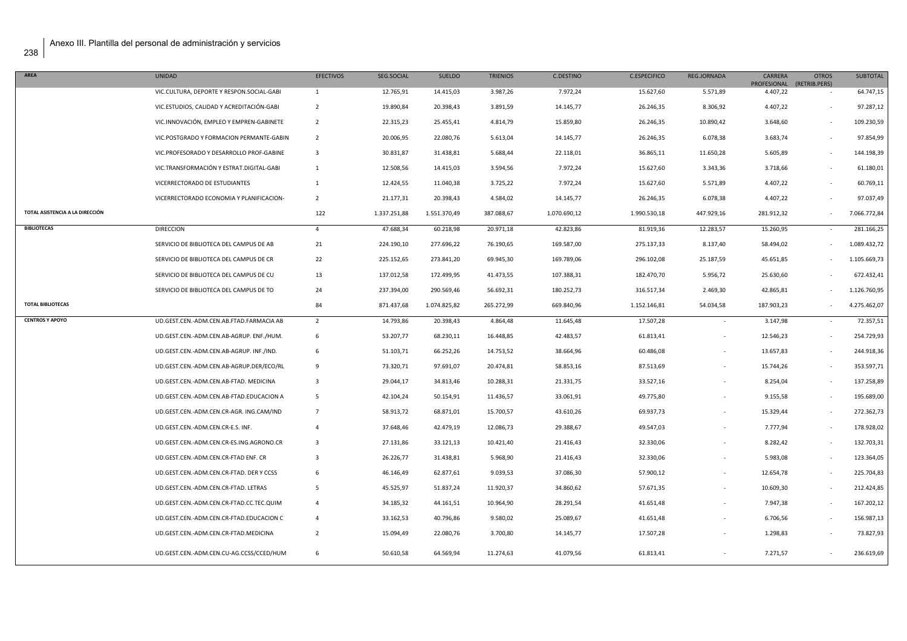Anexo III. Plantilla del personal de administración y servicios

| AREA | UNIDAD | EFECTIVOS | SEG.SOCIAL | SUELDO | TRIENIOS | C.DESTINO | C.ESPECIFICO | REG.JORNADA | CARRERA PROFESIONAL | OTROS (RETRIB.PERS) | SUBTOTAL |
|---|---|---|---|---|---|---|---|---|---|---|---|
| | VIC.CULTURA, DEPORTE Y RESPON.SOCIAL-GABI | 1 | 12.765,91 | 14.415,03 | 3.987,26 | 7.972,24 | 15.627,60 | 5.571,89 | 4.407,22 | - | 64.747,15 |
| | VIC.ESTUDIOS, CALIDAD Y ACREDITACIÓN-GABI | 2 | 19.890,84 | 20.398,43 | 3.891,59 | 14.145,77 | 26.246,35 | 8.306,92 | 4.407,22 | - | 97.287,12 |
| | VIC.INNOVACIÓN, EMPLEO Y EMPREN-GABINETE | 2 | 22.315,23 | 25.455,41 | 4.814,79 | 15.859,80 | 26.246,35 | 10.890,42 | 3.648,60 | - | 109.230,59 |
| | VIC.POSTGRADO Y FORMACION PERMANTE-GABIN | 2 | 20.006,95 | 22.080,76 | 5.613,04 | 14.145,77 | 26.246,35 | 6.078,38 | 3.683,74 | - | 97.854,99 |
| | VIC.PROFESORADO Y DESARROLLO PROF-GABINE | 3 | 30.831,87 | 31.438,81 | 5.688,44 | 22.118,01 | 36.865,11 | 11.650,28 | 5.605,89 | - | 144.198,39 |
| | VIC.TRANSFORMACIÓN Y ESTRAT.DIGITAL-GABI | 1 | 12.508,56 | 14.415,03 | 3.594,56 | 7.972,24 | 15.627,60 | 3.343,36 | 3.718,66 | - | 61.180,01 |
| | VICERRECTORADO DE ESTUDIANTES | 1 | 12.424,55 | 11.040,38 | 3.725,22 | 7.972,24 | 15.627,60 | 5.571,89 | 4.407,22 | - | 60.769,11 |
| | VICERRECTORADO ECONOMIA Y PLANIFICACION- | 2 | 21.177,31 | 20.398,43 | 4.584,02 | 14.145,77 | 26.246,35 | 6.078,38 | 4.407,22 | - | 97.037,49 |
| **TOTAL ASISTENCIA A LA DIRECCIÓN** | | 122 | 1.337.251,88 | 1.551.370,49 | 387.088,67 | 1.070.690,12 | 1.990.530,18 | 447.929,16 | 281.912,32 | - | 7.066.772,84 |
| **BIBLIOTECAS** | DIRECCION | 4 | 47.688,34 | 60.218,98 | 20.971,18 | 42.823,86 | 81.919,36 | 12.283,57 | 15.260,95 | - | 281.166,25 |
| | SERVICIO DE BIBLIOTECA DEL CAMPUS DE AB | 21 | 224.190,10 | 277.696,22 | 76.190,65 | 169.587,00 | 275.137,33 | 8.137,40 | 58.494,02 | - | 1.089.432,72 |
| | SERVICIO DE BIBLIOTECA DEL CAMPUS DE CR | 22 | 225.152,65 | 273.841,20 | 69.945,30 | 169.789,06 | 296.102,08 | 25.187,59 | 45.651,85 | - | 1.105.669,73 |
| | SERVICIO DE BIBLIOTECA DEL CAMPUS DE CU | 13 | 137.012,58 | 172.499,95 | 41.473,55 | 107.388,31 | 182.470,70 | 5.956,72 | 25.630,60 | - | 672.432,41 |
| | SERVICIO DE BIBLIOTECA DEL CAMPUS DE TO | 24 | 237.394,00 | 290.569,46 | 56.692,31 | 180.252,73 | 316.517,34 | 2.469,30 | 42.865,81 | - | 1.126.760,95 |
| **TOTAL BIBLIOTECAS** | | 84 | 871.437,68 | 1.074.825,82 | 265.272,99 | 669.840,96 | 1.152.146,81 | 54.034,58 | 187.903,23 | - | 4.275.462,07 |
| **CENTROS Y APOYO** | UD.GEST.CEN.-ADM.CEN.AB.FTAD.FARMACIA AB | 2 | 14.793,86 | 20.398,43 | 4.864,48 | 11.645,48 | 17.507,28 | - | 3.147,98 | - | 72.357,51 |
| | UD.GEST.CEN.-ADM.CEN.AB-AGRUP. ENF./HUM. | 6 | 53.207,77 | 68.230,11 | 16.448,85 | 42.483,57 | 61.813,41 | - | 12.546,23 | - | 254.729,93 |
| | UD.GEST.CEN.-ADM.CEN.AB-AGRUP. INF./IND. | 6 | 51.103,71 | 66.252,26 | 14.753,52 | 38.664,96 | 60.486,08 | - | 13.657,83 | - | 244.918,36 |
| | UD.GEST.CEN.-ADM.CEN.AB-AGRUP.DER/ECO/RL | 9 | 73.320,71 | 97.691,07 | 20.474,81 | 58.853,16 | 87.513,69 | - | 15.744,26 | - | 353.597,71 |
| | UD.GEST.CEN.-ADM.CEN.AB-FTAD. MEDICINA | 3 | 29.044,17 | 34.813,46 | 10.288,31 | 21.331,75 | 33.527,16 | - | 8.254,04 | - | 137.258,89 |
| | UD.GEST.CEN.-ADM.CEN.AB-FTAD.EDUCACION A | 5 | 42.104,24 | 50.154,91 | 11.436,57 | 33.061,91 | 49.775,80 | - | 9.155,58 | - | 195.689,00 |
| | UD.GEST.CEN.-ADM.CEN.CR-AGR. ING.CAM/IND | 7 | 58.913,72 | 68.871,01 | 15.700,57 | 43.610,26 | 69.937,73 | - | 15.329,44 | - | 272.362,73 |
| | UD.GEST.CEN.-ADM.CEN.CR-E.S. INF. | 4 | 37.648,46 | 42.479,19 | 12.086,73 | 29.388,67 | 49.547,03 | - | 7.777,94 | - | 178.928,02 |
| | UD.GEST.CEN.-ADM.CEN.CR-ES.ING.AGRONO.CR | 3 | 27.131,86 | 33.121,13 | 10.421,40 | 21.416,43 | 32.330,06 | - | 8.282,42 | - | 132.703,31 |
| | UD.GEST.CEN.-ADM.CEN.CR-FTAD ENF. CR | 3 | 26.226,77 | 31.438,81 | 5.968,90 | 21.416,43 | 32.330,06 | - | 5.983,08 | - | 123.364,05 |
| | UD.GEST.CEN.-ADM.CEN.CR-FTAD. DER Y CCSS | 6 | 46.146,49 | 62.877,61 | 9.039,53 | 37.086,30 | 57.900,12 | - | 12.654,78 | - | 225.704,83 |
| | UD.GEST.CEN.-ADM.CEN.CR-FTAD. LETRAS | 5 | 45.525,97 | 51.837,24 | 11.920,37 | 34.860,62 | 57.671,35 | - | 10.609,30 | - | 212.424,85 |
| | UD.GEST.CEN.-ADM.CEN.CR-FTAD.CC.TEC.QUIM | 4 | 34.185,32 | 44.161,51 | 10.964,90 | 28.291,54 | 41.651,48 | - | 7.947,38 | - | 167.202,12 |
| | UD.GEST.CEN.-ADM.CEN.CR-FTAD.EDUCACION C | 4 | 33.162,53 | 40.796,86 | 9.580,02 | 25.089,67 | 41.651,48 | - | 6.706,56 | - | 156.987,13 |
| | UD.GEST.CEN.-ADM.CEN.CR-FTAD.MEDICINA | 2 | 15.094,49 | 22.080,76 | 3.700,80 | 14.145,77 | 17.507,28 | - | 1.298,83 | - | 73.827,93 |
| | UD.GEST.CEN.-ADM.CEN.CU-AG.CCSS/CCED/HUM | 6 | 50.610,58 | 64.569,94 | 11.274,63 | 41.079,56 | 61.813,41 | - | 7.271,57 | - | 236.619,69 |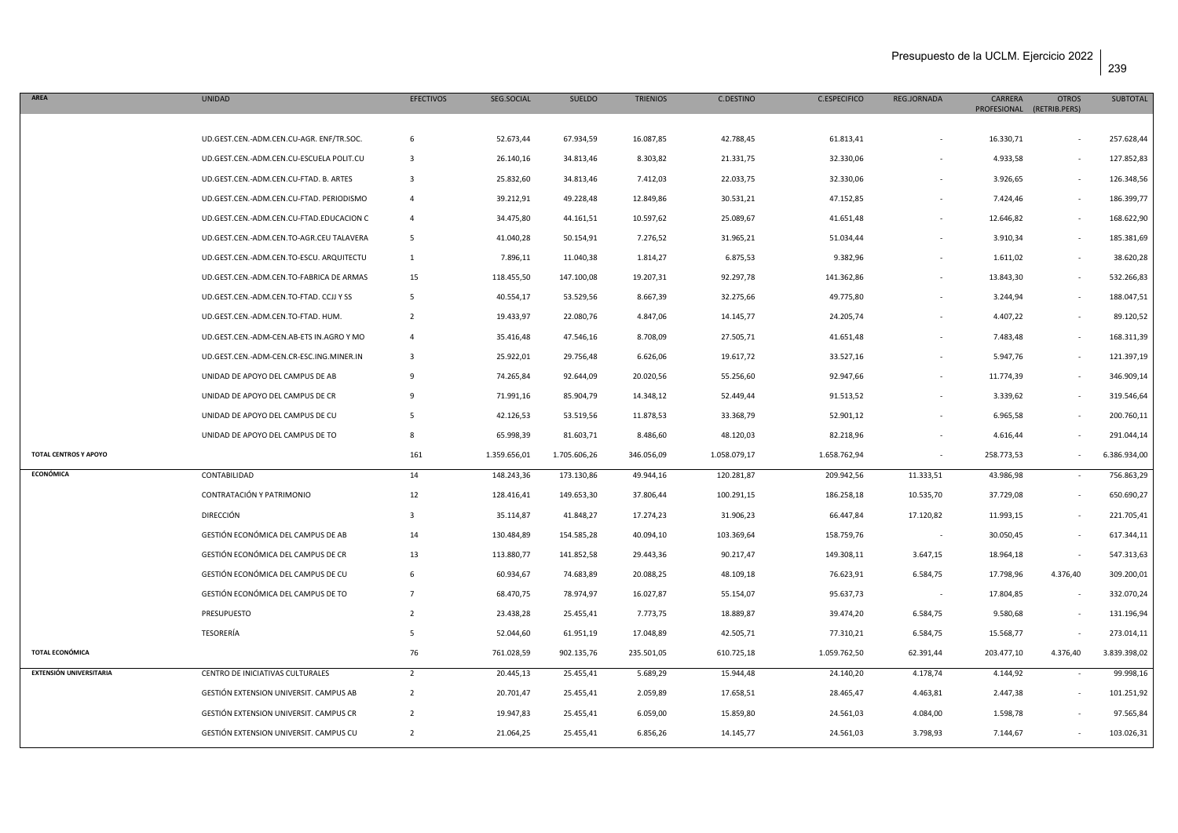| AREA | UNIDAD | EFECTIVOS | SEG.SOCIAL | SUELDO | TRIENIOS | C.DESTINO | C.ESPECIFICO | REG.JORNADA | CARRERA PROFESIONAL | OTROS (RETRIB.PERS) | SUBTOTAL |
|---|---|---|---|---|---|---|---|---|---|---|---|
| | UD.GEST.CEN.-ADM.CEN.CU-AGR. ENF/TR.SOC. | 6 | 52.673,44 | 67.934,59 | 16.087,85 | 42.788,45 | 61.813,41 | - | 16.330,71 | - | 257.628,44 |
| | UD.GEST.CEN.-ADM.CEN.CU-ESCUELA POLIT.CU | 3 | 26.140,16 | 34.813,46 | 8.303,82 | 21.331,75 | 32.330,06 | - | 4.933,58 | - | 127.852,83 |
| | UD.GEST.CEN.-ADM.CEN.CU-FTAD. B. ARTES | 3 | 25.832,60 | 34.813,46 | 7.412,03 | 22.033,75 | 32.330,06 | - | 3.926,65 | - | 126.348,56 |
| | UD.GEST.CEN.-ADM.CEN.CU-FTAD. PERIODISMO | 4 | 39.212,91 | 49.228,48 | 12.849,86 | 30.531,21 | 47.152,85 | - | 7.424,46 | - | 186.399,77 |
| | UD.GEST.CEN.-ADM.CEN.CU-FTAD.EDUCACION C | 4 | 34.475,80 | 44.161,51 | 10.597,62 | 25.089,67 | 41.651,48 | - | 12.646,82 | - | 168.622,90 |
| | UD.GEST.CEN.-ADM.CEN.TO-AGR.CEU TALAVERA | 5 | 41.040,28 | 50.154,91 | 7.276,52 | 31.965,21 | 51.034,44 | - | 3.910,34 | - | 185.381,69 |
| | UD.GEST.CEN.-ADM.CEN.TO-ESCU. ARQUITECTU | 1 | 7.896,11 | 11.040,38 | 1.814,27 | 6.875,53 | 9.382,96 | - | 1.611,02 | - | 38.620,28 |
| | UD.GEST.CEN.-ADM.CEN.TO-FABRICA DE ARMAS | 15 | 118.455,50 | 147.100,08 | 19.207,31 | 92.297,78 | 141.362,86 | - | 13.843,30 | - | 532.266,83 |
| | UD.GEST.CEN.-ADM.CEN.TO-FTAD. CCJJ Y SS | 5 | 40.554,17 | 53.529,56 | 8.667,39 | 32.275,66 | 49.775,80 | - | 3.244,94 | - | 188.047,51 |
| | UD.GEST.CEN.-ADM.CEN.TO-FTAD. HUM. | 2 | 19.433,97 | 22.080,76 | 4.847,06 | 14.145,77 | 24.205,74 | - | 4.407,22 | - | 89.120,52 |
| | UD.GEST.CEN.-ADM-CEN.AB-ETS IN.AGRO Y MO | 4 | 35.416,48 | 47.546,16 | 8.708,09 | 27.505,71 | 41.651,48 | - | 7.483,48 | - | 168.311,39 |
| | UD.GEST.CEN.-ADM-CEN.CR-ESC.ING.MINER.IN | 3 | 25.922,01 | 29.756,48 | 6.626,06 | 19.617,72 | 33.527,16 | - | 5.947,76 | - | 121.397,19 |
| | UNIDAD DE APOYO DEL CAMPUS DE AB | 9 | 74.265,84 | 92.644,09 | 20.020,56 | 55.256,60 | 92.947,66 | - | 11.774,39 | - | 346.909,14 |
| | UNIDAD DE APOYO DEL CAMPUS DE CR | 9 | 71.991,16 | 85.904,79 | 14.348,12 | 52.449,44 | 91.513,52 | - | 3.339,62 | - | 319.546,64 |
| | UNIDAD DE APOYO DEL CAMPUS DE CU | 5 | 42.126,53 | 53.519,56 | 11.878,53 | 33.368,79 | 52.901,12 | - | 6.965,58 | - | 200.760,11 |
| | UNIDAD DE APOYO DEL CAMPUS DE TO | 8 | 65.998,39 | 81.603,71 | 8.486,60 | 48.120,03 | 82.218,96 | - | 4.616,44 | - | 291.044,14 |
| **TOTAL CENTROS Y APOYO** | | 161 | 1.359.656,01 | 1.705.606,26 | 346.056,09 | 1.058.079,17 | 1.658.762,94 | - | 258.773,53 | - | 6.386.934,00 |
| **ECONÓMICA** | CONTABILIDAD | 14 | 148.243,36 | 173.130,86 | 49.944,16 | 120.281,87 | 209.942,56 | 11.333,51 | 43.986,98 | - | 756.863,29 |
| | CONTRATACIÓN Y PATRIMONIO | 12 | 128.416,41 | 149.653,30 | 37.806,44 | 100.291,15 | 186.258,18 | 10.535,70 | 37.729,08 | - | 650.690,27 |
| | DIRECCIÓN | 3 | 35.114,87 | 41.848,27 | 17.274,23 | 31.906,23 | 66.447,84 | 17.120,82 | 11.993,15 | - | 221.705,41 |
| | GESTIÓN ECONÓMICA DEL CAMPUS DE AB | 14 | 130.484,89 | 154.585,28 | 40.094,10 | 103.369,64 | 158.759,76 | - | 30.050,45 | - | 617.344,11 |
| | GESTIÓN ECONÓMICA DEL CAMPUS DE CR | 13 | 113.880,77 | 141.852,58 | 29.443,36 | 90.217,47 | 149.308,11 | 3.647,15 | 18.964,18 | - | 547.313,63 |
| | GESTIÓN ECONÓMICA DEL CAMPUS DE CU | 6 | 60.934,67 | 74.683,89 | 20.088,25 | 48.109,18 | 76.623,91 | 6.584,75 | 17.798,96 | 4.376,40 | 309.200,01 |
| | GESTIÓN ECONÓMICA DEL CAMPUS DE TO | 7 | 68.470,75 | 78.974,97 | 16.027,87 | 55.154,07 | 95.637,73 | - | 17.804,85 | - | 332.070,24 |
| | PRESUPUESTO | 2 | 23.438,28 | 25.455,41 | 7.773,75 | 18.889,87 | 39.474,20 | 6.584,75 | 9.580,68 | - | 131.196,94 |
| | TESORERÍA | 5 | 52.044,60 | 61.951,19 | 17.048,89 | 42.505,71 | 77.310,21 | 6.584,75 | 15.568,77 | - | 273.014,11 |
| **TOTAL ECONÓMICA** | | 76 | 761.028,59 | 902.135,76 | 235.501,05 | 610.725,18 | 1.059.762,50 | 62.391,44 | 203.477,10 | 4.376,40 | 3.839.398,02 |
| **EXTENSIÓN UNIVERSITARIA** | CENTRO DE INICIATIVAS CULTURALES | 2 | 20.445,13 | 25.455,41 | 5.689,29 | 15.944,48 | 24.140,20 | 4.178,74 | 4.144,92 | - | 99.998,16 |
| | GESTIÓN EXTENSION UNIVERSIT. CAMPUS AB | 2 | 20.701,47 | 25.455,41 | 2.059,89 | 17.658,51 | 28.465,47 | 4.463,81 | 2.447,38 | - | 101.251,92 |
| | GESTIÓN EXTENSION UNIVERSIT. CAMPUS CR | 2 | 19.947,83 | 25.455,41 | 6.059,00 | 15.859,80 | 24.561,03 | 4.084,00 | 1.598,78 | - | 97.565,84 |
| | GESTIÓN EXTENSION UNIVERSIT. CAMPUS CU | 2 | 21.064,25 | 25.455,41 | 6.856,26 | 14.145,77 | 24.561,03 | 3.798,93 | 7.144,67 | - | 103.026,31 |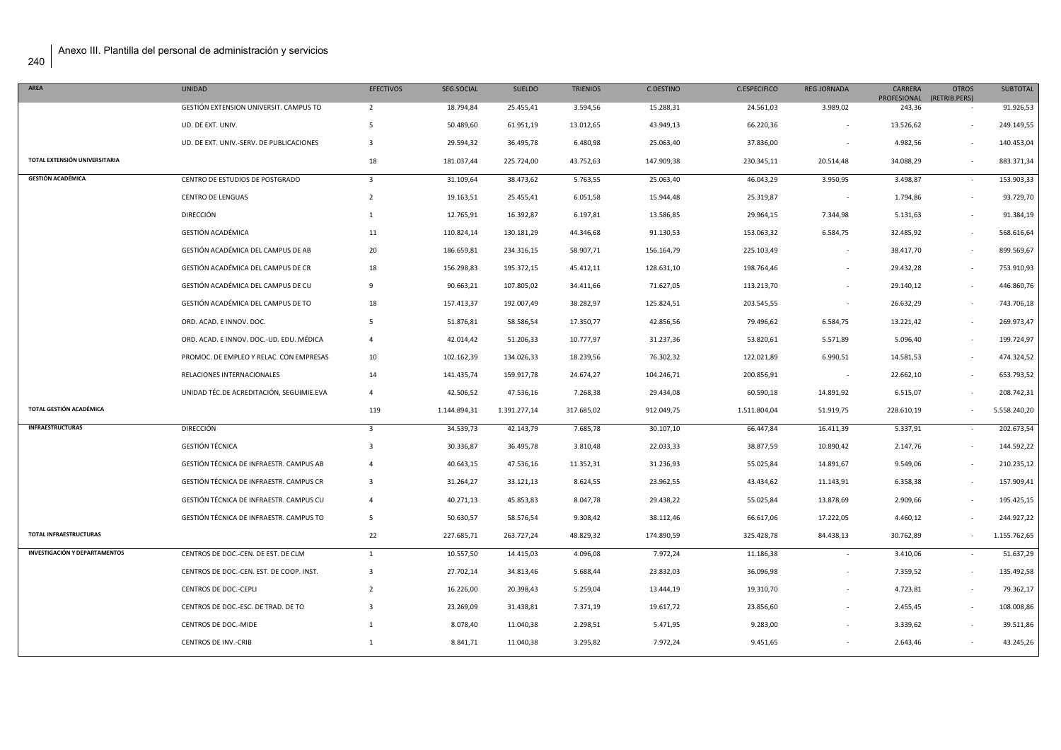# Anexo III. Plantilla del personal de administración y servicios

| AREA | UNIDAD | EFECTIVOS | SEG.SOCIAL | SUELDO | TRIENIOS | C.DESTINO | C.ESPECIFICO | REG.JORNADA | CARRERA PROFESIONAL | OTROS (RETRIB.PERS) | SUBTOTAL |
|---|---|---|---|---|---|---|---|---|---|---|---|
| | GESTIÓN EXTENSION UNIVERSIT. CAMPUS TO | 2 | 18.794,84 | 25.455,41 | 3.594,56 | 15.288,31 | 24.561,03 | 3.989,02 | 243,36 | - | 91.926,53 |
| | UD. DE EXT. UNIV. | 5 | 50.489,60 | 61.951,19 | 13.012,65 | 43.949,13 | 66.220,36 | - | 13.526,62 | - | 249.149,55 |
| | UD. DE EXT. UNIV.-SERV. DE PUBLICACIONES | 3 | 29.594,32 | 36.495,78 | 6.480,98 | 25.063,40 | 37.836,00 | - | 4.982,56 | - | 140.453,04 |
| **TOTAL EXTENSIÓN UNIVERSITARIA** | | 18 | 181.037,44 | 225.724,00 | 43.752,63 | 147.909,38 | 230.345,11 | 20.514,48 | 34.088,29 | - | 883.371,34 |
| **GESTIÓN ACADÉMICA** | CENTRO DE ESTUDIOS DE POSTGRADO | 3 | 31.109,64 | 38.473,62 | 5.763,55 | 25.063,40 | 46.043,29 | 3.950,95 | 3.498,87 | - | 153.903,33 |
| | CENTRO DE LENGUAS | 2 | 19.163,51 | 25.455,41 | 6.051,58 | 15.944,48 | 25.319,87 | - | 1.794,86 | - | 93.729,70 |
| | DIRECCIÓN | 1 | 12.765,91 | 16.392,87 | 6.197,81 | 13.586,85 | 29.964,15 | 7.344,98 | 5.131,63 | - | 91.384,19 |
| | GESTIÓN ACADÉMICA | 11 | 110.824,14 | 130.181,29 | 44.346,68 | 91.130,53 | 153.063,32 | 6.584,75 | 32.485,92 | - | 568.616,64 |
| | GESTIÓN ACADÉMICA DEL CAMPUS DE AB | 20 | 186.659,81 | 234.316,15 | 58.907,71 | 156.164,79 | 225.103,49 | - | 38.417,70 | - | 899.569,67 |
| | GESTIÓN ACADÉMICA DEL CAMPUS DE CR | 18 | 156.298,83 | 195.372,15 | 45.412,11 | 128.631,10 | 198.764,46 | - | 29.432,28 | - | 753.910,93 |
| | GESTIÓN ACADÉMICA DEL CAMPUS DE CU | 9 | 90.663,21 | 107.805,02 | 34.411,66 | 71.627,05 | 113.213,70 | - | 29.140,12 | - | 446.860,76 |
| | GESTIÓN ACADÉMICA DEL CAMPUS DE TO | 18 | 157.413,37 | 192.007,49 | 38.282,97 | 125.824,51 | 203.545,55 | - | 26.632,29 | - | 743.706,18 |
| | ORD. ACAD. E INNOV. DOC. | 5 | 51.876,81 | 58.586,54 | 17.350,77 | 42.856,56 | 79.496,62 | 6.584,75 | 13.221,42 | - | 269.973,47 |
| | ORD. ACAD. E INNOV. DOC.-UD. EDU. MÉDICA | 4 | 42.014,42 | 51.206,33 | 10.777,97 | 31.237,36 | 53.820,61 | 5.571,89 | 5.096,40 | - | 199.724,97 |
| | PROMOC. DE EMPLEO Y RELAC. CON EMPRESAS | 10 | 102.162,39 | 134.026,33 | 18.239,56 | 76.302,32 | 122.021,89 | 6.990,51 | 14.581,53 | - | 474.324,52 |
| | RELACIONES INTERNACIONALES | 14 | 141.435,74 | 159.917,78 | 24.674,27 | 104.246,71 | 200.856,91 | - | 22.662,10 | - | 653.793,52 |
| | UNIDAD TÉC.DE ACREDITACIÓN, SEGUIMIE.EVA | 4 | 42.506,52 | 47.536,16 | 7.268,38 | 29.434,08 | 60.590,18 | 14.891,92 | 6.515,07 | - | 208.742,31 |
| **TOTAL GESTIÓN ACADÉMICA** | | 119 | 1.144.894,31 | 1.391.277,14 | 317.685,02 | 912.049,75 | 1.511.804,04 | 51.919,75 | 228.610,19 | - | 5.558.240,20 |
| **INFRAESTRUCTURAS** | DIRECCIÓN | 3 | 34.539,73 | 42.143,79 | 7.685,78 | 30.107,10 | 66.447,84 | 16.411,39 | 5.337,91 | - | 202.673,54 |
| | GESTIÓN TÉCNICA | 3 | 30.336,87 | 36.495,78 | 3.810,48 | 22.033,33 | 38.877,59 | 10.890,42 | 2.147,76 | - | 144.592,22 |
| | GESTIÓN TÉCNICA DE INFRAESTR. CAMPUS AB | 4 | 40.643,15 | 47.536,16 | 11.352,31 | 31.236,93 | 55.025,84 | 14.891,67 | 9.549,06 | - | 210.235,12 |
| | GESTIÓN TÉCNICA DE INFRAESTR. CAMPUS CR | 3 | 31.264,27 | 33.121,13 | 8.624,55 | 23.962,55 | 43.434,62 | 11.143,91 | 6.358,38 | - | 157.909,41 |
| | GESTIÓN TÉCNICA DE INFRAESTR. CAMPUS CU | 4 | 40.271,13 | 45.853,83 | 8.047,78 | 29.438,22 | 55.025,84 | 13.878,69 | 2.909,66 | - | 195.425,15 |
| | GESTIÓN TÉCNICA DE INFRAESTR. CAMPUS TO | 5 | 50.630,57 | 58.576,54 | 9.308,42 | 38.112,46 | 66.617,06 | 17.222,05 | 4.460,12 | - | 244.927,22 |
| **TOTAL INFRAESTRUCTURAS** | | 22 | 227.685,71 | 263.727,24 | 48.829,32 | 174.890,59 | 325.428,78 | 84.438,13 | 30.762,89 | - | 1.155.762,65 |
| **INVESTIGACIÓN Y DEPARTAMENTOS** | CENTROS DE DOC.-CEN. DE EST. DE CLM | 1 | 10.557,50 | 14.415,03 | 4.096,08 | 7.972,24 | 11.186,38 | - | 3.410,06 | - | 51.637,29 |
| | CENTROS DE DOC.-CEN. EST. DE COOP. INST. | 3 | 27.702,14 | 34.813,46 | 5.688,44 | 23.832,03 | 36.096,98 | - | 7.359,52 | - | 135.492,58 |
| | CENTROS DE DOC.-CEPLI | 2 | 16.226,00 | 20.398,43 | 5.259,04 | 13.444,19 | 19.310,70 | - | 4.723,81 | - | 79.362,17 |
| | CENTROS DE DOC.-ESC. DE TRAD. DE TO | 3 | 23.269,09 | 31.438,81 | 7.371,19 | 19.617,72 | 23.856,60 | - | 2.455,45 | - | 108.008,86 |
| | CENTROS DE DOC.-MIDE | 1 | 8.078,40 | 11.040,38 | 2.298,51 | 5.471,95 | 9.283,00 | - | 3.339,62 | - | 39.511,86 |
| | CENTROS DE INV.-CRIB | 1 | 8.841,71 | 11.040,38 | 3.295,82 | 7.972,24 | 9.451,65 | - | 2.643,46 | - | 43.245,26 |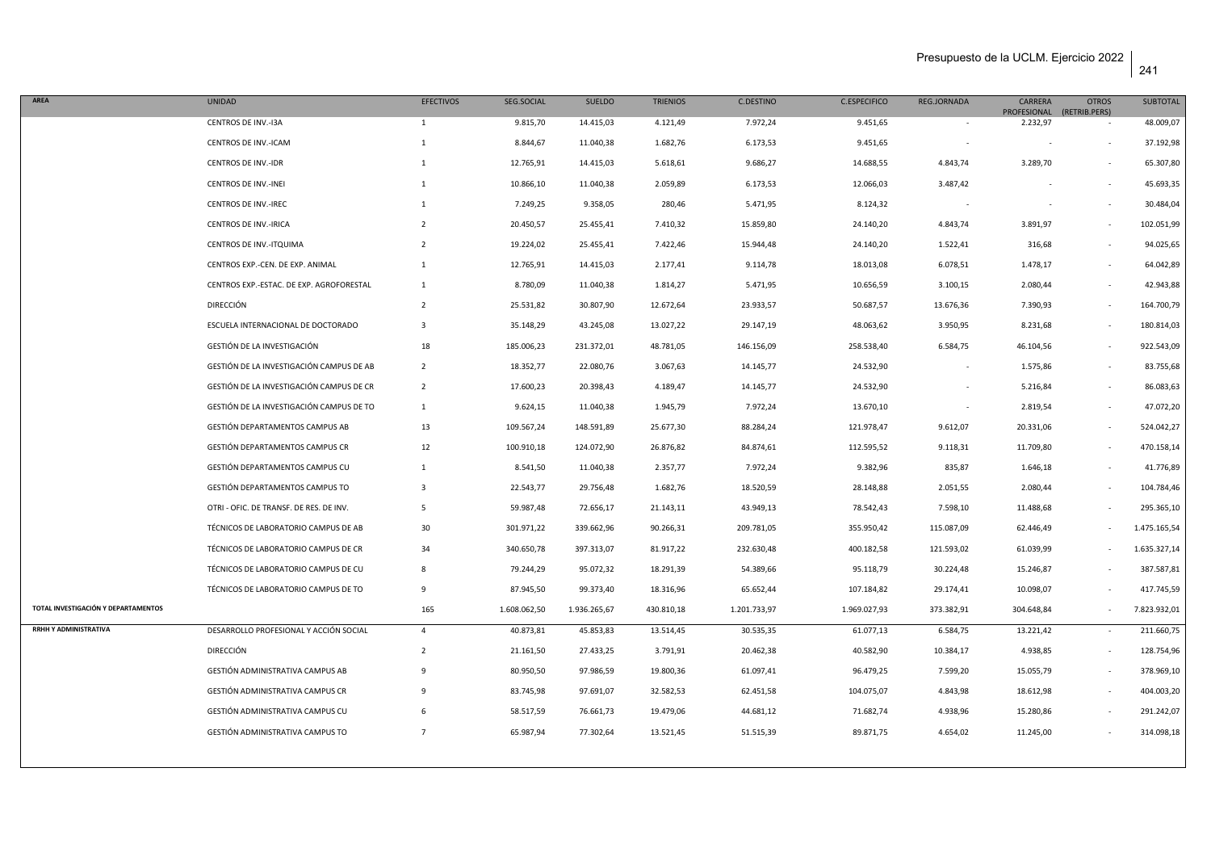| AREA | UNIDAD | EFECTIVOS | SEG.SOCIAL | SUELDO | TRIENIOS | C.DESTINO | C.ESPECIFICO | REG.JORNADA | CARRERA PROFESIONAL | OTROS (RETRIB.PERS) | SUBTOTAL |
|---|---|---|---|---|---|---|---|---|---|---|---|
| | CENTROS DE INV.-I3A | 1 | 9.815,70 | 14.415,03 | 4.121,49 | 7.972,24 | 9.451,65 | - | 2.232,97 | - | 48.009,07 |
| | CENTROS DE INV.-ICAM | 1 | 8.844,67 | 11.040,38 | 1.682,76 | 6.173,53 | 9.451,65 | - | - | - | 37.192,98 |
| | CENTROS DE INV.-IDR | 1 | 12.765,91 | 14.415,03 | 5.618,61 | 9.686,27 | 14.688,55 | 4.843,74 | 3.289,70 | - | 65.307,80 |
| | CENTROS DE INV.-INEI | 1 | 10.866,10 | 11.040,38 | 2.059,89 | 6.173,53 | 12.066,03 | 3.487,42 | - | - | 45.693,35 |
| | CENTROS DE INV.-IREC | 1 | 7.249,25 | 9.358,05 | 280,46 | 5.471,95 | 8.124,32 | - | - | - | 30.484,04 |
| | CENTROS DE INV.-IRICA | 2 | 20.450,57 | 25.455,41 | 7.410,32 | 15.859,80 | 24.140,20 | 4.843,74 | 3.891,97 | - | 102.051,99 |
| | CENTROS DE INV.-ITQUIMA | 2 | 19.224,02 | 25.455,41 | 7.422,46 | 15.944,48 | 24.140,20 | 1.522,41 | 316,68 | - | 94.025,65 |
| | CENTROS EXP.-CEN. DE EXP. ANIMAL | 1 | 12.765,91 | 14.415,03 | 2.177,41 | 9.114,78 | 18.013,08 | 6.078,51 | 1.478,17 | - | 64.042,89 |
| | CENTROS EXP.-ESTAC. DE EXP. AGROFORESTAL | 1 | 8.780,09 | 11.040,38 | 1.814,27 | 5.471,95 | 10.656,59 | 3.100,15 | 2.080,44 | - | 42.943,88 |
| | DIRECCIÓN | 2 | 25.531,82 | 30.807,90 | 12.672,64 | 23.933,57 | 50.687,57 | 13.676,36 | 7.390,93 | - | 164.700,79 |
| | ESCUELA INTERNACIONAL DE DOCTORADO | 3 | 35.148,29 | 43.245,08 | 13.027,22 | 29.147,19 | 48.063,62 | 3.950,95 | 8.231,68 | - | 180.814,03 |
| | GESTIÓN DE LA INVESTIGACIÓN | 18 | 185.006,23 | 231.372,01 | 48.781,05 | 146.156,09 | 258.538,40 | 6.584,75 | 46.104,56 | - | 922.543,09 |
| | GESTIÓN DE LA INVESTIGACIÓN CAMPUS DE AB | 2 | 18.352,77 | 22.080,76 | 3.067,63 | 14.145,77 | 24.532,90 | - | 1.575,86 | - | 83.755,68 |
| | GESTIÓN DE LA INVESTIGACIÓN CAMPUS DE CR | 2 | 17.600,23 | 20.398,43 | 4.189,47 | 14.145,77 | 24.532,90 | - | 5.216,84 | - | 86.083,63 |
| | GESTIÓN DE LA INVESTIGACIÓN CAMPUS DE TO | 1 | 9.624,15 | 11.040,38 | 1.945,79 | 7.972,24 | 13.670,10 | - | 2.819,54 | - | 47.072,20 |
| | GESTIÓN DEPARTAMENTOS CAMPUS AB | 13 | 109.567,24 | 148.591,89 | 25.677,30 | 88.284,24 | 121.978,47 | 9.612,07 | 20.331,06 | - | 524.042,27 |
| | GESTIÓN DEPARTAMENTOS CAMPUS CR | 12 | 100.910,18 | 124.072,90 | 26.876,82 | 84.874,61 | 112.595,52 | 9.118,31 | 11.709,80 | - | 470.158,14 |
| | GESTIÓN DEPARTAMENTOS CAMPUS CU | 1 | 8.541,50 | 11.040,38 | 2.357,77 | 7.972,24 | 9.382,96 | 835,87 | 1.646,18 | - | 41.776,89 |
| | GESTIÓN DEPARTAMENTOS CAMPUS TO | 3 | 22.543,77 | 29.756,48 | 1.682,76 | 18.520,59 | 28.148,88 | 2.051,55 | 2.080,44 | - | 104.784,46 |
| | OTRI - OFIC. DE TRANSF. DE RES. DE INV. | 5 | 59.987,48 | 72.656,17 | 21.143,11 | 43.949,13 | 78.542,43 | 7.598,10 | 11.488,68 | - | 295.365,10 |
| | TÉCNICOS DE LABORATORIO CAMPUS DE AB | 30 | 301.971,22 | 339.662,96 | 90.266,31 | 209.781,05 | 355.950,42 | 115.087,09 | 62.446,49 | - | 1.475.165,54 |
| | TÉCNICOS DE LABORATORIO CAMPUS DE CR | 34 | 340.650,78 | 397.313,07 | 81.917,22 | 232.630,48 | 400.182,58 | 121.593,02 | 61.039,99 | - | 1.635.327,14 |
| | TÉCNICOS DE LABORATORIO CAMPUS DE CU | 8 | 79.244,29 | 95.072,32 | 18.291,39 | 54.389,66 | 95.118,79 | 30.224,48 | 15.246,87 | - | 387.587,81 |
| | TÉCNICOS DE LABORATORIO CAMPUS DE TO | 9 | 87.945,50 | 99.373,40 | 18.316,96 | 65.652,44 | 107.184,82 | 29.174,41 | 10.098,07 | - | 417.745,59 |
| TOTAL INVESTIGACIÓN Y DEPARTAMENTOS | | 165 | 1.608.062,50 | 1.936.265,67 | 430.810,18 | 1.201.733,97 | 1.969.027,93 | 373.382,91 | 304.648,84 | - | 7.823.932,01 |
| RRHH Y ADMINISTRATIVA | DESARROLLO PROFESIONAL Y ACCIÓN SOCIAL | 4 | 40.873,81 | 45.853,83 | 13.514,45 | 30.535,35 | 61.077,13 | 6.584,75 | 13.221,42 | - | 211.660,75 |
| | DIRECCIÓN | 2 | 21.161,50 | 27.433,25 | 3.791,91 | 20.462,38 | 40.582,90 | 10.384,17 | 4.938,85 | - | 128.754,96 |
| | GESTIÓN ADMINISTRATIVA CAMPUS AB | 9 | 80.950,50 | 97.986,59 | 19.800,36 | 61.097,41 | 96.479,25 | 7.599,20 | 15.055,79 | - | 378.969,10 |
| | GESTIÓN ADMINISTRATIVA CAMPUS CR | 9 | 83.745,98 | 97.691,07 | 32.582,53 | 62.451,58 | 104.075,07 | 4.843,98 | 18.612,98 | - | 404.003,20 |
| | GESTIÓN ADMINISTRATIVA CAMPUS CU | 6 | 58.517,59 | 76.661,73 | 19.479,06 | 44.681,12 | 71.682,74 | 4.938,96 | 15.280,86 | - | 291.242,07 |
| | GESTIÓN ADMINISTRATIVA CAMPUS TO | 7 | 65.987,94 | 77.302,64 | 13.521,45 | 51.515,39 | 89.871,75 | 4.654,02 | 11.245,00 | - | 314.098,18 |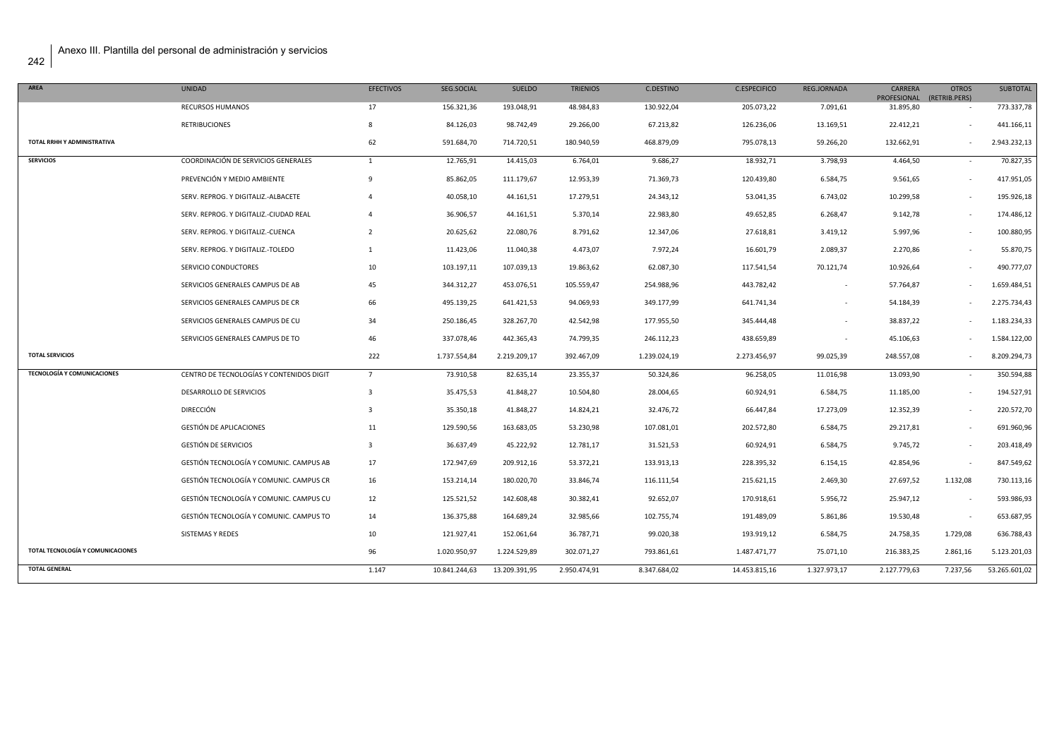Anexo III. Plantilla del personal de administración y servicios

| AREA | UNIDAD | EFECTIVOS | SEG.SOCIAL | SUELDO | TRIENIOS | C.DESTINO | C.ESPECIFICO | REG.JORNADA | CARRERA PROFESIONAL | OTROS (RETRIB.PERS) | SUBTOTAL |
|---|---|---|---|---|---|---|---|---|---|---|---|
| | RECURSOS HUMANOS | 17 | 156.321,36 | 193.048,91 | 48.984,83 | 130.922,04 | 205.073,22 | 7.091,61 | 31.895,80 | - | 773.337,78 |
| | RETRIBUCIONES | 8 | 84.126,03 | 98.742,49 | 29.266,00 | 67.213,82 | 126.236,06 | 13.169,51 | 22.412,21 | - | 441.166,11 |
| TOTAL RRHH Y ADMINISTRATIVA | | 62 | 591.684,70 | 714.720,51 | 180.940,59 | 468.879,09 | 795.078,13 | 59.266,20 | 132.662,91 | - | 2.943.232,13 |
| SERVICIOS | COORDINACIÓN DE SERVICIOS GENERALES | 1 | 12.765,91 | 14.415,03 | 6.764,01 | 9.686,27 | 18.932,71 | 3.798,93 | 4.464,50 | - | 70.827,35 |
| | PREVENCIÓN Y MEDIO AMBIENTE | 9 | 85.862,05 | 111.179,67 | 12.953,39 | 71.369,73 | 120.439,80 | 6.584,75 | 9.561,65 | - | 417.951,05 |
| | SERV. REPROG. Y DIGITALIZ.-ALBACETE | 4 | 40.058,10 | 44.161,51 | 17.279,51 | 24.343,12 | 53.041,35 | 6.743,02 | 10.299,58 | - | 195.926,18 |
| | SERV. REPROG. Y DIGITALIZ.-CIUDAD REAL | 4 | 36.906,57 | 44.161,51 | 5.370,14 | 22.983,80 | 49.652,85 | 6.268,47 | 9.142,78 | - | 174.486,12 |
| | SERV. REPROG. Y DIGITALIZ.-CUENCA | 2 | 20.625,62 | 22.080,76 | 8.791,62 | 12.347,06 | 27.618,81 | 3.419,12 | 5.997,96 | - | 100.880,95 |
| | SERV. REPROG. Y DIGITALIZ.-TOLEDO | 1 | 11.423,06 | 11.040,38 | 4.473,07 | 7.972,24 | 16.601,79 | 2.089,37 | 2.270,86 | - | 55.870,75 |
| | SERVICIO CONDUCTORES | 10 | 103.197,11 | 107.039,13 | 19.863,62 | 62.087,30 | 117.541,54 | 70.121,74 | 10.926,64 | - | 490.777,07 |
| | SERVICIOS GENERALES CAMPUS DE AB | 45 | 344.312,27 | 453.076,51 | 105.559,47 | 254.988,96 | 443.782,42 | - | 57.764,87 | - | 1.659.484,51 |
| | SERVICIOS GENERALES CAMPUS DE CR | 66 | 495.139,25 | 641.421,53 | 94.069,93 | 349.177,99 | 641.741,34 | - | 54.184,39 | - | 2.275.734,43 |
| | SERVICIOS GENERALES CAMPUS DE CU | 34 | 250.186,45 | 328.267,70 | 42.542,98 | 177.955,50 | 345.444,48 | - | 38.837,22 | - | 1.183.234,33 |
| | SERVICIOS GENERALES CAMPUS DE TO | 46 | 337.078,46 | 442.365,43 | 74.799,35 | 246.112,23 | 438.659,89 | - | 45.106,63 | - | 1.584.122,00 |
| TOTAL SERVICIOS | | 222 | 1.737.554,84 | 2.219.209,17 | 392.467,09 | 1.239.024,19 | 2.273.456,97 | 99.025,39 | 248.557,08 | - | 8.209.294,73 |
| TECNOLOGÍA Y COMUNICACIONES | CENTRO DE TECNOLOGÍAS Y CONTENIDOS DIGIT | 7 | 73.910,58 | 82.635,14 | 23.355,37 | 50.324,86 | 96.258,05 | 11.016,98 | 13.093,90 | - | 350.594,88 |
| | DESARROLLO DE SERVICIOS | 3 | 35.475,53 | 41.848,27 | 10.504,80 | 28.004,65 | 60.924,91 | 6.584,75 | 11.185,00 | - | 194.527,91 |
| | DIRECCIÓN | 3 | 35.350,18 | 41.848,27 | 14.824,21 | 32.476,72 | 66.447,84 | 17.273,09 | 12.352,39 | - | 220.572,70 |
| | GESTIÓN DE APLICACIONES | 11 | 129.590,56 | 163.683,05 | 53.230,98 | 107.081,01 | 202.572,80 | 6.584,75 | 29.217,81 | - | 691.960,96 |
| | GESTIÓN DE SERVICIOS | 3 | 36.637,49 | 45.222,92 | 12.781,17 | 31.521,53 | 60.924,91 | 6.584,75 | 9.745,72 | - | 203.418,49 |
| | GESTIÓN TECNOLOGÍA Y COMUNIC. CAMPUS AB | 17 | 172.947,69 | 209.912,16 | 53.372,21 | 133.913,13 | 228.395,32 | 6.154,15 | 42.854,96 | - | 847.549,62 |
| | GESTIÓN TECNOLOGÍA Y COMUNIC. CAMPUS CR | 16 | 153.214,14 | 180.020,70 | 33.846,74 | 116.111,54 | 215.621,15 | 2.469,30 | 27.697,52 | 1.132,08 | 730.113,16 |
| | GESTIÓN TECNOLOGÍA Y COMUNIC. CAMPUS CU | 12 | 125.521,52 | 142.608,48 | 30.382,41 | 92.652,07 | 170.918,61 | 5.956,72 | 25.947,12 | - | 593.986,93 |
| | GESTIÓN TECNOLOGÍA Y COMUNIC. CAMPUS TO | 14 | 136.375,88 | 164.689,24 | 32.985,66 | 102.755,74 | 191.489,09 | 5.861,86 | 19.530,48 | - | 653.687,95 |
| | SISTEMAS Y REDES | 10 | 121.927,41 | 152.061,64 | 36.787,71 | 99.020,38 | 193.919,12 | 6.584,75 | 24.758,35 | 1.729,08 | 636.788,43 |
| TOTAL TECNOLOGÍA Y COMUNICACIONES | | 96 | 1.020.950,97 | 1.224.529,89 | 302.071,27 | 793.861,61 | 1.487.471,77 | 75.071,10 | 216.383,25 | 2.861,16 | 5.123.201,03 |
| TOTAL GENERAL | | 1.147 | 10.841.244,63 | 13.209.391,95 | 2.950.474,91 | 8.347.684,02 | 14.453.815,16 | 1.327.973,17 | 2.127.779,63 | 7.237,56 | 53.265.601,02 |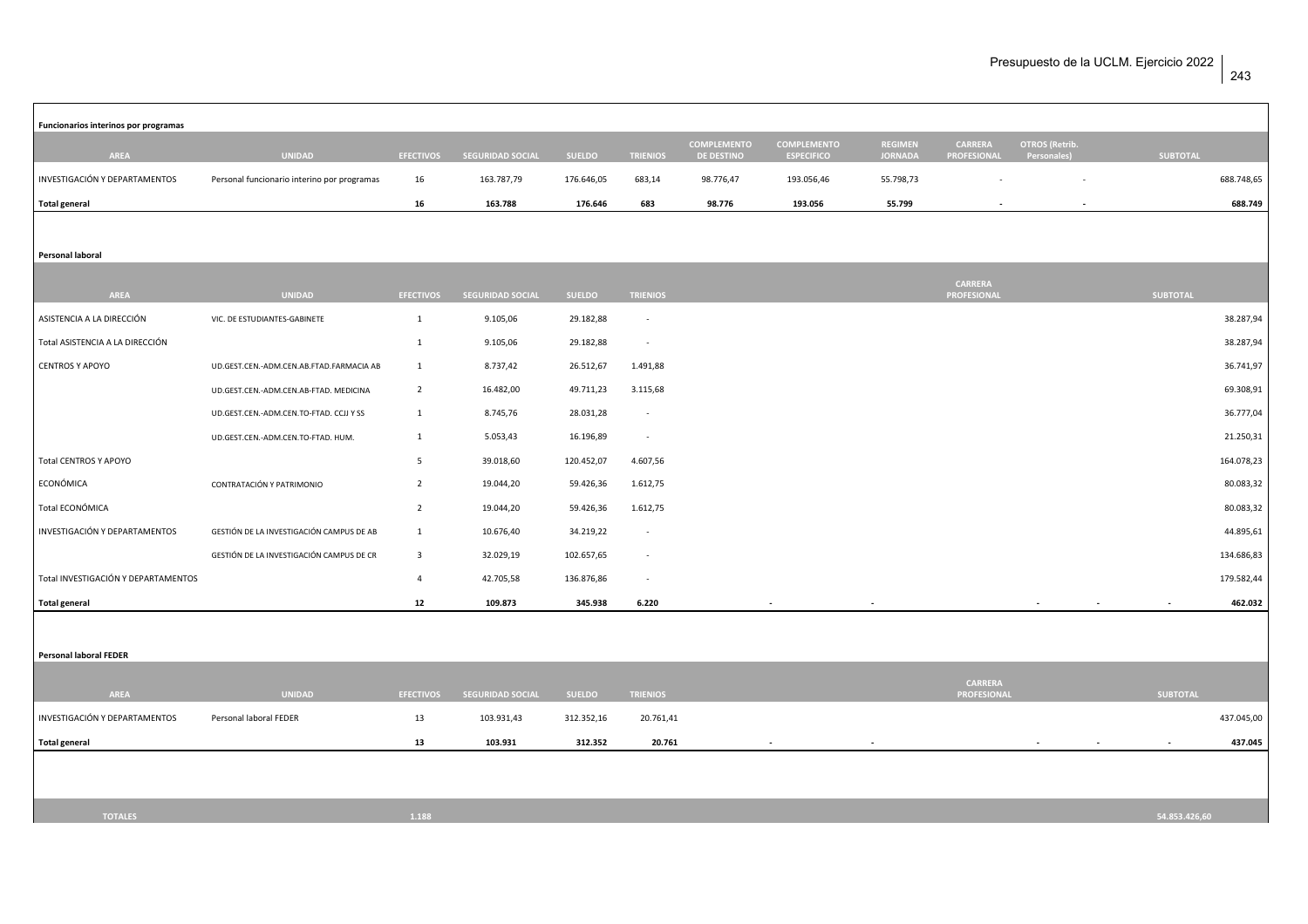**Funcionarios interinos por programas**

| AREA | UNIDAD | EFECTIVOS | SEGURIDAD SOCIAL | SUELDO | TRIENIOS | COMPLEMENTO DE DESTINO | COMPLEMENTO ESPECIFICO | REGIMEN JORNADA | CARRERA PROFESIONAL | OTROS (Retrib. Personales) | SUBTOTAL |
|---|---|---|---|---|---|---|---|---|---|---|---|
| INVESTIGACIÓN Y DEPARTAMENTOS | Personal funcionario interino por programas | 16 | 163.787,79 | 176.646,05 | 683,14 | 98.776,47 | 193.056,46 | 55.798,73 | - | - | 688.748,65 |
| **Total general** | | **16** | **163.788** | **176.646** | **683** | **98.776** | **193.056** | **55.799** | **-** | **-** | **688.749** |

**Personal laboral**

| AREA | UNIDAD | EFECTIVOS | SEGURIDAD SOCIAL | SUELDO | TRIENIOS | | | CARRERA PROFESIONAL | | | | SUBTOTAL |
|---|---|---|---|---|---|---|---|---|---|---|---|---|
| ASISTENCIA A LA DIRECCIÓN | VIC. DE ESTUDIANTES-GABINETE | 1 | 9.105,06 | 29.182,88 | - | | | | | | | 38.287,94 |
| Total ASISTENCIA A LA DIRECCIÓN | | 1 | 9.105,06 | 29.182,88 | - | | | | | | | 38.287,94 |
| CENTROS Y APOYO | UD.GEST.CEN.-ADM.CEN.AB.FTAD.FARMACIA AB | 1 | 8.737,42 | 26.512,67 | 1.491,88 | | | | | | | 36.741,97 |
| | UD.GEST.CEN.-ADM.CEN.AB-FTAD. MEDICINA | 2 | 16.482,00 | 49.711,23 | 3.115,68 | | | | | | | 69.308,91 |
| | UD.GEST.CEN.-ADM.CEN.TO-FTAD. CCJJ Y SS | 1 | 8.745,76 | 28.031,28 | - | | | | | | | 36.777,04 |
| | UD.GEST.CEN.-ADM.CEN.TO-FTAD. HUM. | 1 | 5.053,43 | 16.196,89 | - | | | | | | | 21.250,31 |
| Total CENTROS Y APOYO | | 5 | 39.018,60 | 120.452,07 | 4.607,56 | | | | | | | 164.078,23 |
| ECONÓMICA | CONTRATACIÓN Y PATRIMONIO | 2 | 19.044,20 | 59.426,36 | 1.612,75 | | | | | | | 80.083,32 |
| Total ECONÓMICA | | 2 | 19.044,20 | 59.426,36 | 1.612,75 | | | | | | | 80.083,32 |
| INVESTIGACIÓN Y DEPARTAMENTOS | GESTIÓN DE LA INVESTIGACIÓN CAMPUS DE AB | 1 | 10.676,40 | 34.219,22 | - | | | | | | | 44.895,61 |
| | GESTIÓN DE LA INVESTIGACIÓN CAMPUS DE CR | 3 | 32.029,19 | 102.657,65 | - | | | | | | | 134.686,83 |
| Total INVESTIGACIÓN Y DEPARTAMENTOS | | 4 | 42.705,58 | 136.876,86 | - | | | | | | | 179.582,44 |
| **Total general** | | **12** | **109.873** | **345.938** | **6.220** | **-** | **-** | | **-** | **-** | **-** | **462.032** |

**Personal laboral FEDER**

| AREA | UNIDAD | EFECTIVOS | SEGURIDAD SOCIAL | SUELDO | TRIENIOS | | | CARRERA PROFESIONAL | | | | SUBTOTAL |
|---|---|---|---|---|---|---|---|---|---|---|---|---|
| INVESTIGACIÓN Y DEPARTAMENTOS | Personal laboral FEDER | 13 | 103.931,43 | 312.352,16 | 20.761,41 | | | | | | | 437.045,00 |
| **Total general** | | **13** | **103.931** | **312.352** | **20.761** | **-** | **-** | | **-** | **-** | **-** | **437.045** |

| TOTALES | | EFECTIVOS | SUBTOTAL |
|---|---|---|---|
| TOTALES | | 1.188 | 54.853.426,60 |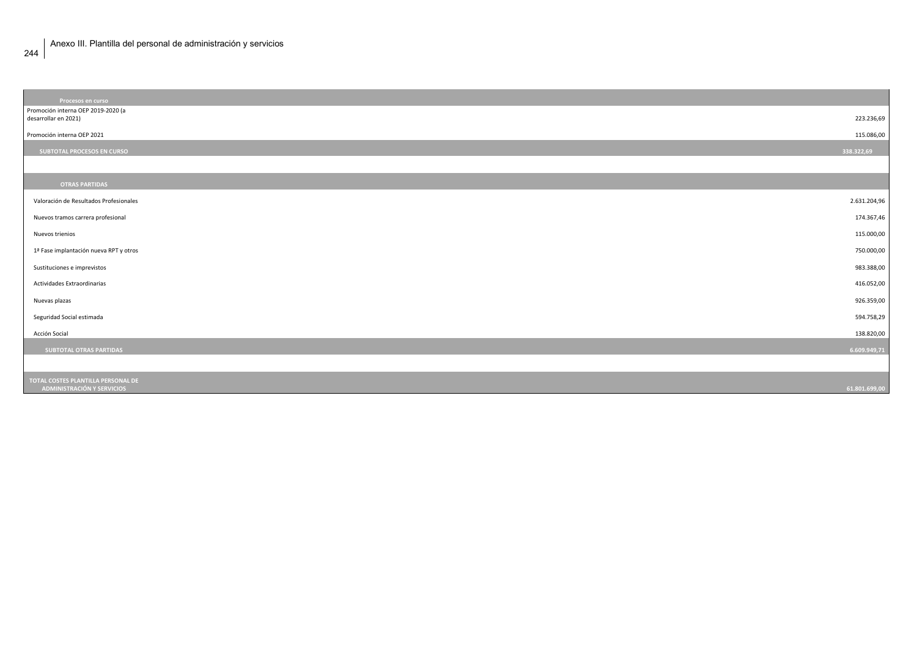## Anexo III. Plantilla del personal de administración y servicios

| Procesos en curso | |
|---|---|
| Promoción interna OEP 2019-2020 (a desarrollar en 2021) | 223.236,69 |
| Promoción interna OEP 2021 | 115.086,00 |
| **SUBTOTAL PROCESOS EN CURSO** | **338.322,69** |
| | |
| **OTRAS PARTIDAS** | |
| Valoración de Resultados Profesionales | 2.631.204,96 |
| Nuevos tramos carrera profesional | 174.367,46 |
| Nuevos trienios | 115.000,00 |
| 1ª Fase implantación nueva RPT y otros | 750.000,00 |
| Sustituciones e imprevistos | 983.388,00 |
| Actividades Extraordinarias | 416.052,00 |
| Nuevas plazas | 926.359,00 |
| Seguridad Social estimada | 594.758,29 |
| Acción Social | 138.820,00 |
| **SUBTOTAL OTRAS PARTIDAS** | **6.609.949,71** |
| | |
| **TOTAL COSTES PLANTILLA PERSONAL DE ADMINISTRACIÓN Y SERVICIOS** | **61.801.699,00** |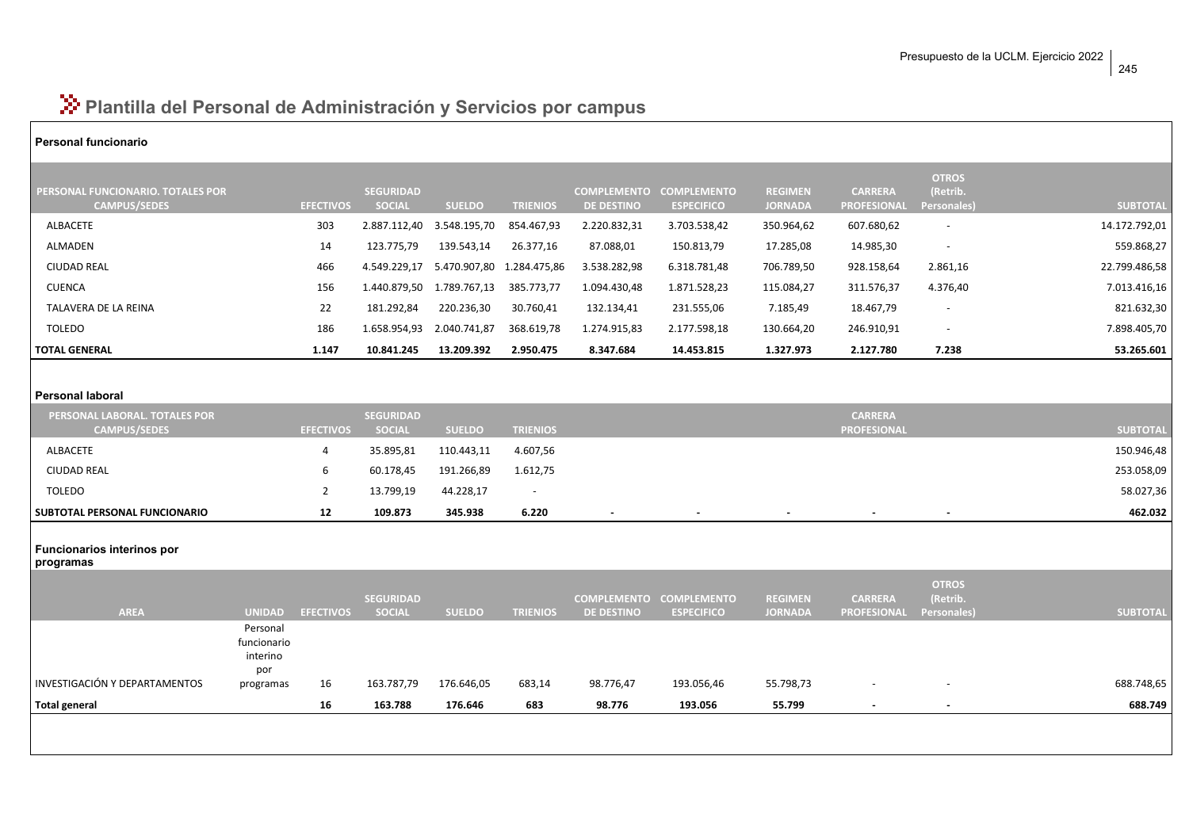## Plantilla del Personal de Administración y Servicios por campus

### Personal funcionario

| PERSONAL FUNCIONARIO. TOTALES POR CAMPUS/SEDES | EFECTIVOS | SEGURIDAD SOCIAL | SUELDO | TRIENIOS | COMPLEMENTO DE DESTINO | COMPLEMENTO ESPECIFICO | REGIMEN JORNADA | CARRERA PROFESIONAL | OTROS (Retrib. Personales) | SUBTOTAL |
|---|---|---|---|---|---|---|---|---|---|---|
| ALBACETE | 303 | 2.887.112,40 | 3.548.195,70 | 854.467,93 | 2.220.832,31 | 3.703.538,42 | 350.964,62 | 607.680,62 | - | 14.172.792,01 |
| ALMADEN | 14 | 123.775,79 | 139.543,14 | 26.377,16 | 87.088,01 | 150.813,79 | 17.285,08 | 14.985,30 | - | 559.868,27 |
| CIUDAD REAL | 466 | 4.549.229,17 | 5.470.907,80 | 1.284.475,86 | 3.538.282,98 | 6.318.781,48 | 706.789,50 | 928.158,64 | 2.861,16 | 22.799.486,58 |
| CUENCA | 156 | 1.440.879,50 | 1.789.767,13 | 385.773,77 | 1.094.430,48 | 1.871.528,23 | 115.084,27 | 311.576,37 | 4.376,40 | 7.013.416,16 |
| TALAVERA DE LA REINA | 22 | 181.292,84 | 220.236,30 | 30.760,41 | 132.134,41 | 231.555,06 | 7.185,49 | 18.467,79 | - | 821.632,30 |
| TOLEDO | 186 | 1.658.954,93 | 2.040.741,87 | 368.619,78 | 1.274.915,83 | 2.177.598,18 | 130.664,20 | 246.910,91 | - | 7.898.405,70 |
| **TOTAL GENERAL** | **1.147** | **10.841.245** | **13.209.392** | **2.950.475** | **8.347.684** | **14.453.815** | **1.327.973** | **2.127.780** | **7.238** | **53.265.601** |

### Personal laboral

| PERSONAL LABORAL. TOTALES POR CAMPUS/SEDES | EFECTIVOS | SEGURIDAD SOCIAL | SUELDO | TRIENIOS | | | | CARRERA PROFESIONAL | | SUBTOTAL |
|---|---|---|---|---|---|---|---|---|---|---|
| ALBACETE | 4 | 35.895,81 | 110.443,11 | 4.607,56 | | | | | | 150.946,48 |
| CIUDAD REAL | 6 | 60.178,45 | 191.266,89 | 1.612,75 | | | | | | 253.058,09 |
| TOLEDO | 2 | 13.799,19 | 44.228,17 | - | | | | | | 58.027,36 |
| **SUBTOTAL PERSONAL FUNCIONARIO** | **12** | **109.873** | **345.938** | **6.220** | **-** | **-** | **-** | **-** | **-** | **462.032** |

### Funcionarios interinos por programas

| AREA | UNIDAD | EFECTIVOS | SEGURIDAD SOCIAL | SUELDO | TRIENIOS | COMPLEMENTO DE DESTINO | COMPLEMENTO ESPECIFICO | REGIMEN JORNADA | CARRERA PROFESIONAL | OTROS (Retrib. Personales) | SUBTOTAL |
|---|---|---|---|---|---|---|---|---|---|---|---|
| INVESTIGACIÓN Y DEPARTAMENTOS | Personal funcionario interino por programas | 16 | 163.787,79 | 176.646,05 | 683,14 | 98.776,47 | 193.056,46 | 55.798,73 | - | - | 688.748,65 |
| **Total general** | | **16** | **163.788** | **176.646** | **683** | **98.776** | **193.056** | **55.799** | **-** | **-** | **688.749** |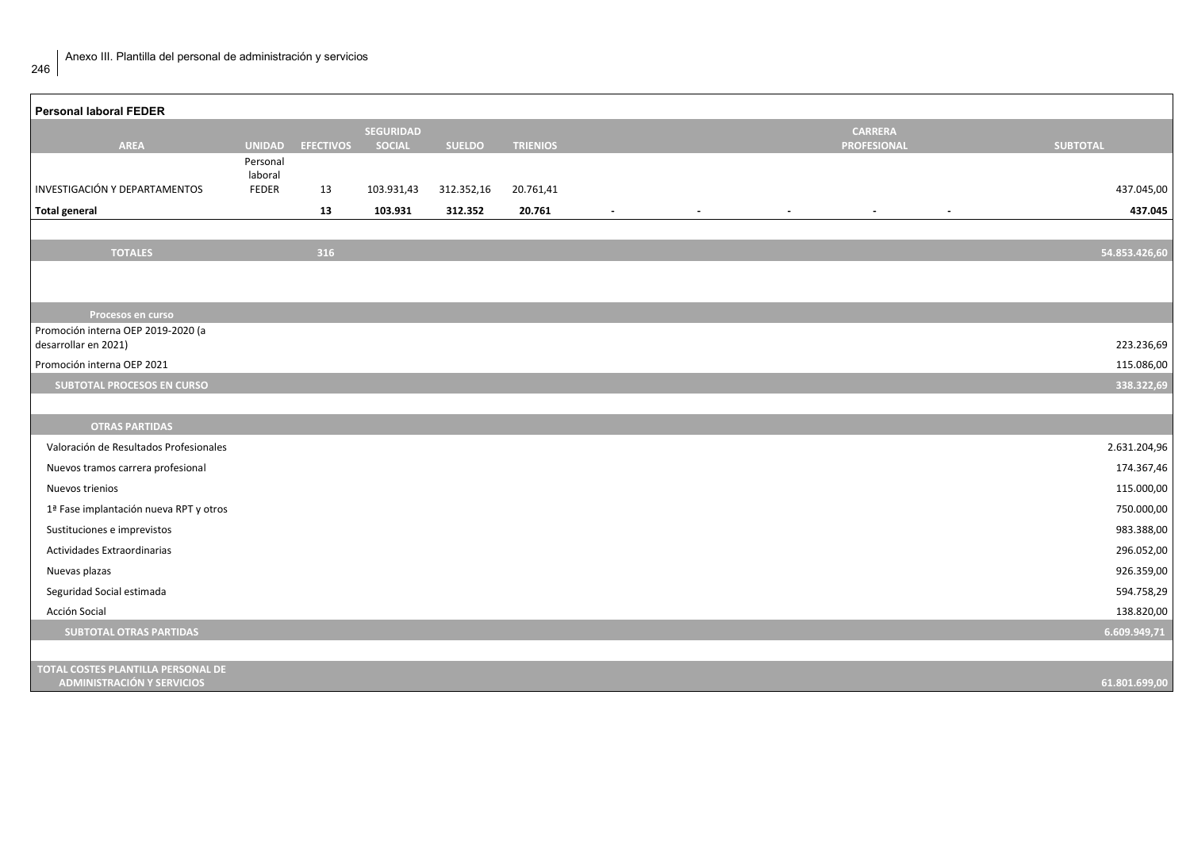Anexo III. Plantilla del personal de administración y servicios

**Personal laboral FEDER**

| AREA | UNIDAD | EFECTIVOS | SEGURIDAD SOCIAL | SUELDO | TRIENIOS | | | | CARRERA PROFESIONAL | | SUBTOTAL |
|---|---|---|---|---|---|---|---|---|---|---|---|
| INVESTIGACIÓN Y DEPARTAMENTOS | Personal laboral FEDER | 13 | 103.931,43 | 312.352,16 | 20.761,41 | | | | | | 437.045,00 |
| **Total general** | | **13** | **103.931** | **312.352** | **20.761** | **-** | **-** | **-** | **-** | **-** | **437.045** |
| | | | | | | | | | | | |
| **TOTALES** | | **316** | | | | | | | | | **54.853.426,60** |
| | | | | | | | | | | | |
| **Procesos en curso** | | | | | | | | | | | |
| Promoción interna OEP 2019-2020 (a desarrollar en 2021) | | | | | | | | | | | 223.236,69 |
| Promoción interna OEP 2021 | | | | | | | | | | | 115.086,00 |
| **SUBTOTAL PROCESOS EN CURSO** | | | | | | | | | | | **338.322,69** |
| | | | | | | | | | | | |
| **OTRAS PARTIDAS** | | | | | | | | | | | |
| Valoración de Resultados Profesionales | | | | | | | | | | | 2.631.204,96 |
| Nuevos tramos carrera profesional | | | | | | | | | | | 174.367,46 |
| Nuevos trienios | | | | | | | | | | | 115.000,00 |
| 1ª Fase implantación nueva RPT y otros | | | | | | | | | | | 750.000,00 |
| Sustituciones e imprevistos | | | | | | | | | | | 983.388,00 |
| Actividades Extraordinarias | | | | | | | | | | | 296.052,00 |
| Nuevas plazas | | | | | | | | | | | 926.359,00 |
| Seguridad Social estimada | | | | | | | | | | | 594.758,29 |
| Acción Social | | | | | | | | | | | 138.820,00 |
| **SUBTOTAL OTRAS PARTIDAS** | | | | | | | | | | | **6.609.949,71** |
| | | | | | | | | | | | |
| **TOTAL COSTES PLANTILLA PERSONAL DE ADMINISTRACIÓN Y SERVICIOS** | | | | | | | | | | | **61.801.699,00** |